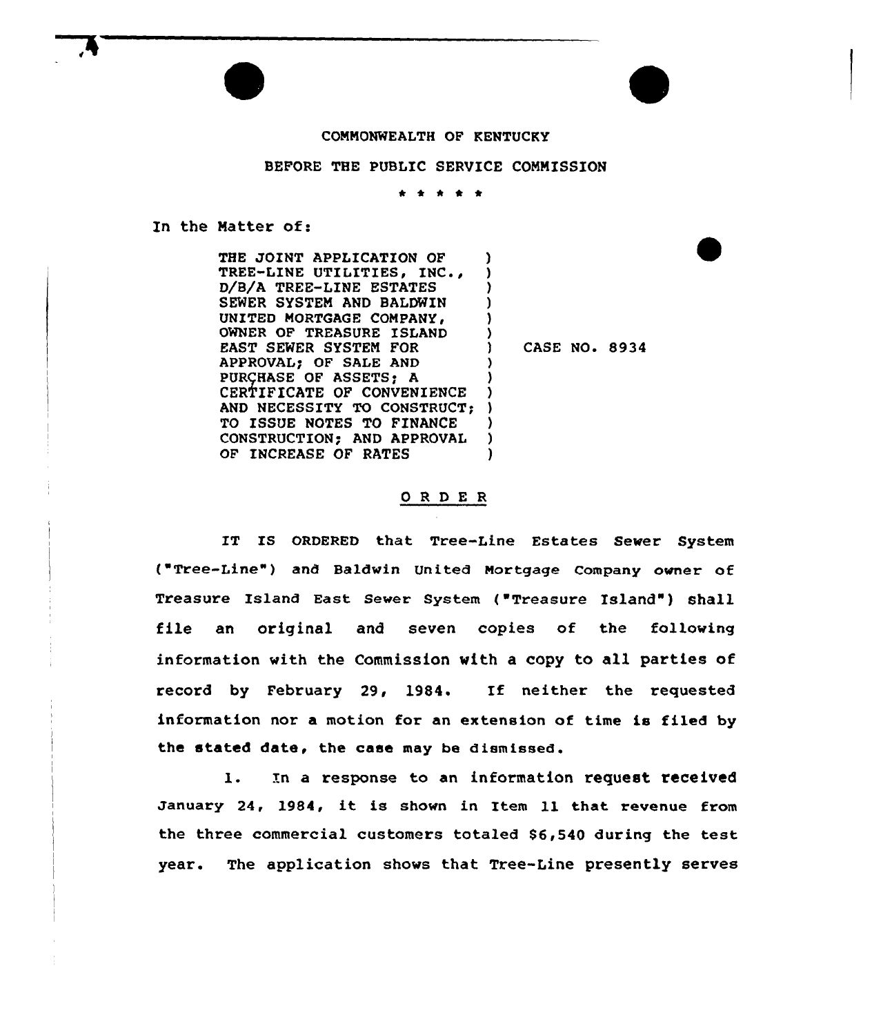COMMONWEALTH OF KENTUCKY

BEFORE THE PUBLIC SERVICE COMMISSION

\* \* \* \* \*

In the Matter of:

THE JOINT APPLICATION OF TREE-LINE UTILITIES, INC., D/B/A TREE-LINE ESTATES SEWER SYSTEM AND BALDWIN UNITED MORTGAGE COMPANY, OWNER OF TREASURE ISLAND EAST SEWER SYSTEM FOR APPROVAL; OF SALE AND PURCHASE OF ASSETS; A CERTIFICATE OF CONVENIENCE AND NECESSITY TO CONSTRUCT; TO ISSUE NOTES TO FINANCE CONSTRUCTION; AND APPROVAL OF INCREASE OF RATES

CASE NO. 8934

## ORDER

IT IS ORDERED that Tree-Line Estates Sewer System ("Tree-Line") and Baldwin United Mortgage Company owner of Treasure Island East Sewer System ("Treasure Island") shall file an original and seven copies of the following information with the Commission with a copy to all parties of record by February 29, 1984. If neither the requested information nor a motion for an extension of time is filed by the stated date, the case may be dismissed.

1. In a response to an information request received January 24, 1984, it is shown in Item 11 that revenue from the three commercial customers totaled $6,540 during the test year. The application shows that Tree-Line presently serves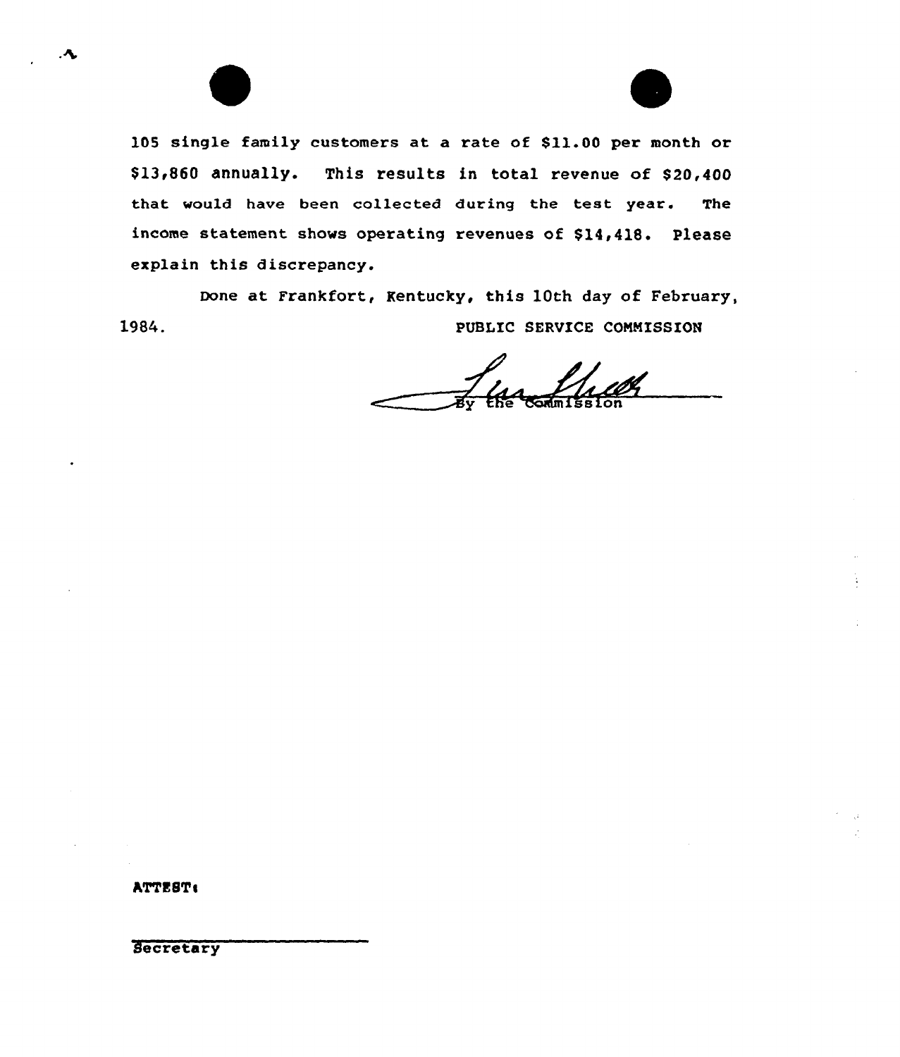105 single family customers at a rate of $11.00 per month or $13,860 annually. This results in total revenue of $20,400 that would have been collected during the test year. The income statement shows operating revenues of $14,418. Please explain this discrepancy.

Done at Frankfort, Kentucky, this 10th day of February, 1984.

PUBLIC SERVICE COMMISSION

By the Commission

ATTEST:

Secretary